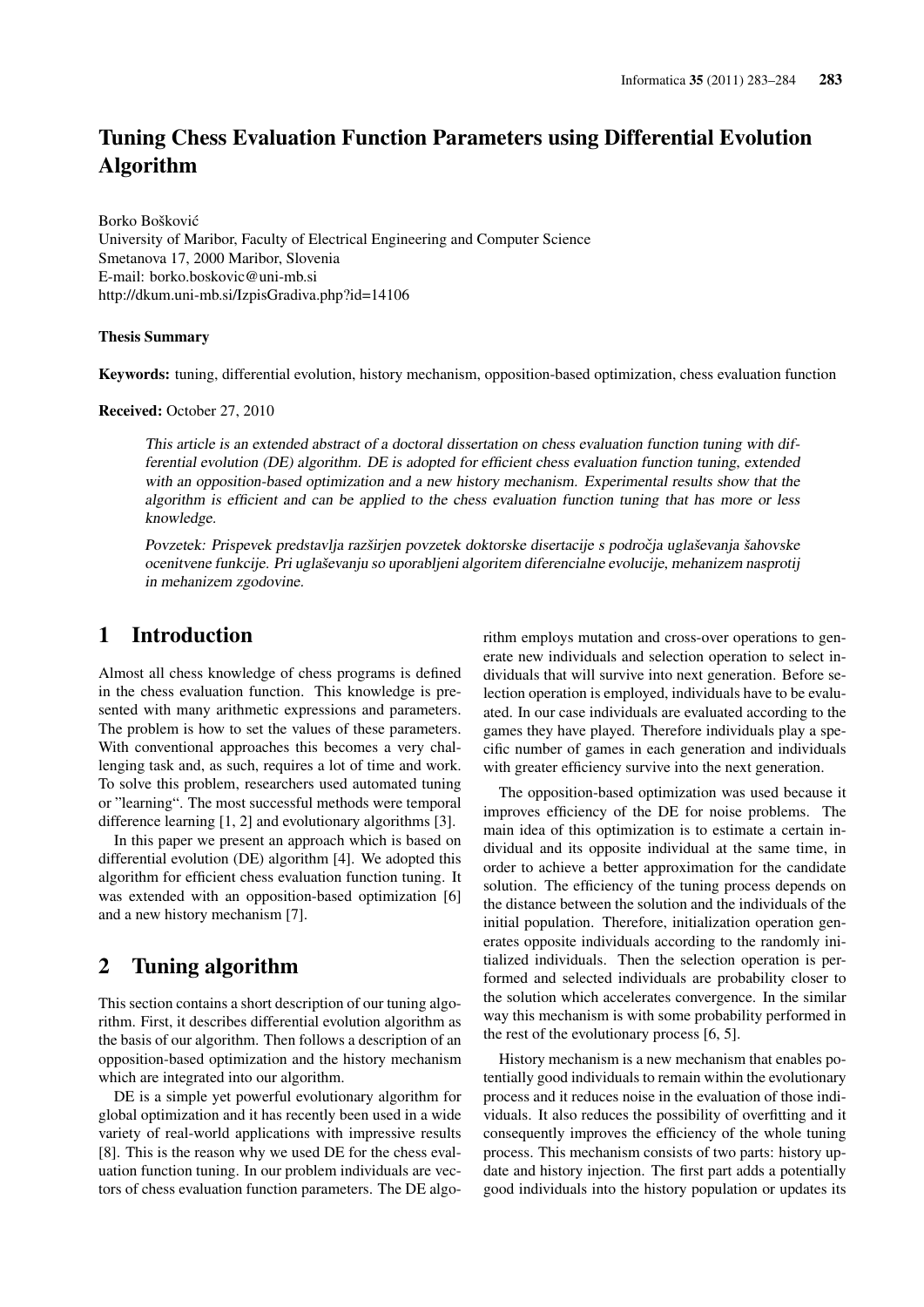# Tuning Chess Evaluation Function Parameters using Differential Evolution Algorithm

Borko Bošković
University of Maribor, Faculty of Electrical Engineering and Computer Science
Smetanova 17, 2000 Maribor, Slovenia
E-mail: borko.boskovic@uni-mb.si
http://dkum.uni-mb.si/IzpisGradiva.php?id=14106

**Thesis Summary**

**Keywords:** tuning, differential evolution, history mechanism, opposition-based optimization, chess evaluation function

**Received:** October 27, 2010

*This article is an extended abstract of a doctoral dissertation on chess evaluation function tuning with differential evolution (DE) algorithm. DE is adopted for efficient chess evaluation function tuning, extended with an opposition-based optimization and a new history mechanism. Experimental results show that the algorithm is efficient and can be applied to the chess evaluation function tuning that has more or less knowledge.*

*Povzetek: Prispevek predstavlja razširjen povzetek doktorske disertacije s področja uglaševanja šahovske ocenitvene funkcije. Pri uglaševanju so uporabljeni algoritem diferencialne evolucije, mehanizem nasprotij in mehanizem zgodovine.*

## 1 Introduction

Almost all chess knowledge of chess programs is defined in the chess evaluation function. This knowledge is presented with many arithmetic expressions and parameters. The problem is how to set the values of these parameters. With conventional approaches this becomes a very challenging task and, as such, requires a lot of time and work. To solve this problem, researchers used automated tuning or "learning". The most successful methods were temporal difference learning [1, 2] and evolutionary algorithms [3].

In this paper we present an approach which is based on differential evolution (DE) algorithm [4]. We adopted this algorithm for efficient chess evaluation function tuning. It was extended with an opposition-based optimization [6] and a new history mechanism [7].

## 2 Tuning algorithm

This section contains a short description of our tuning algorithm. First, it describes differential evolution algorithm as the basis of our algorithm. Then follows a description of an opposition-based optimization and the history mechanism which are integrated into our algorithm.

DE is a simple yet powerful evolutionary algorithm for global optimization and it has recently been used in a wide variety of real-world applications with impressive results [8]. This is the reason why we used DE for the chess evaluation function tuning. In our problem individuals are vectors of chess evaluation function parameters. The DE algorithm employs mutation and cross-over operations to generate new individuals and selection operation to select individuals that will survive into next generation. Before selection operation is employed, individuals have to be evaluated. In our case individuals are evaluated according to the games they have played. Therefore individuals play a specific number of games in each generation and individuals with greater efficiency survive into the next generation.

The opposition-based optimization was used because it improves efficiency of the DE for noise problems. The main idea of this optimization is to estimate a certain individual and its opposite individual at the same time, in order to achieve a better approximation for the candidate solution. The efficiency of the tuning process depends on the distance between the solution and the individuals of the initial population. Therefore, initialization operation generates opposite individuals according to the randomly initialized individuals. Then the selection operation is performed and selected individuals are probability closer to the solution which accelerates convergence. In the similar way this mechanism is with some probability performed in the rest of the evolutionary process [6, 5].

History mechanism is a new mechanism that enables potentially good individuals to remain within the evolutionary process and it reduces noise in the evaluation of those individuals. It also reduces the possibility of overfitting and it consequently improves the efficiency of the whole tuning process. This mechanism consists of two parts: history update and history injection. The first part adds a potentially good individuals into the history population or updates its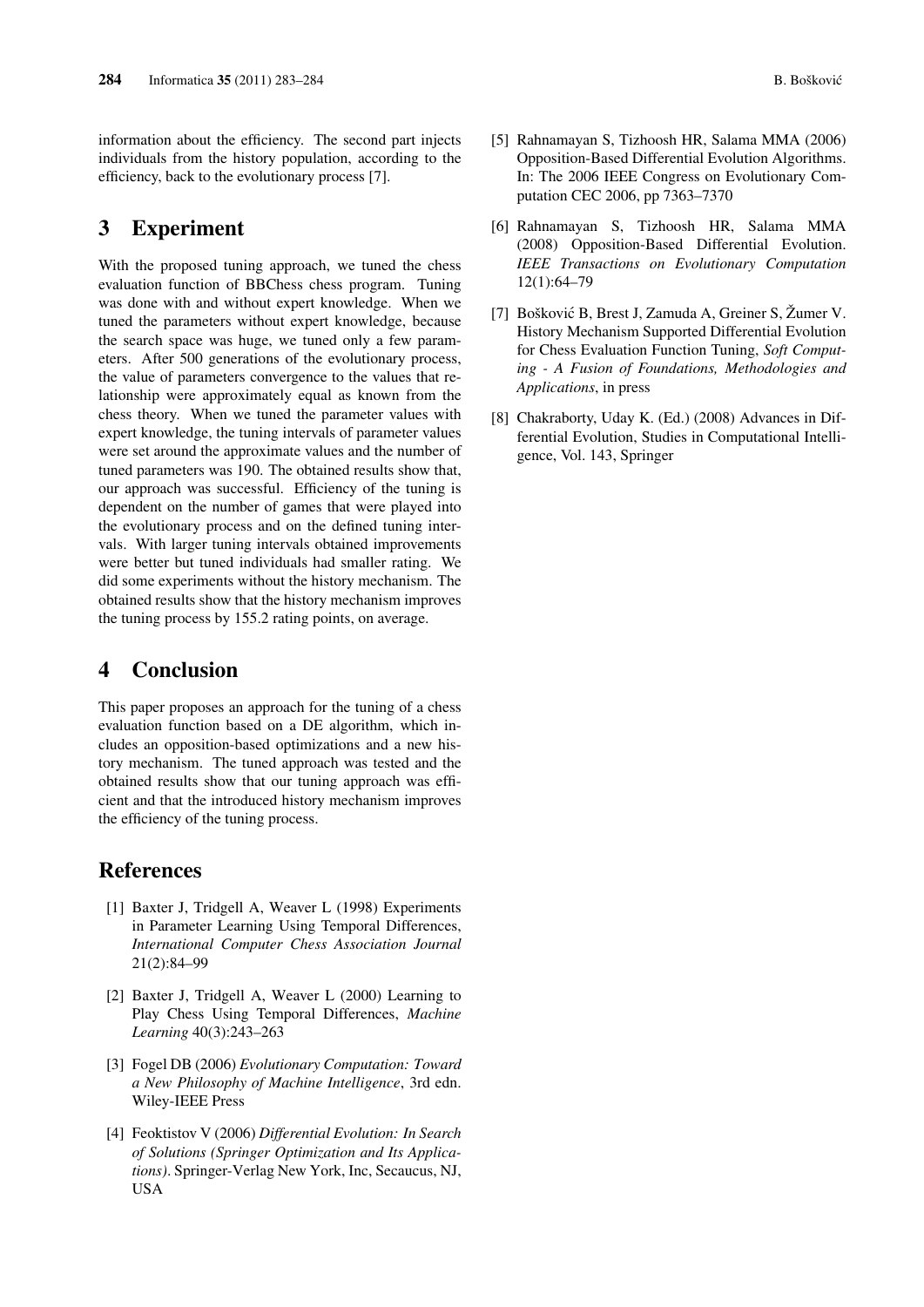information about the efficiency. The second part injects individuals from the history population, according to the efficiency, back to the evolutionary process [7].

## 3 Experiment

With the proposed tuning approach, we tuned the chess evaluation function of BBChess chess program. Tuning was done with and without expert knowledge. When we tuned the parameters without expert knowledge, because the search space was huge, we tuned only a few parameters. After 500 generations of the evolutionary process, the value of parameters convergence to the values that relationship were approximately equal as known from the chess theory. When we tuned the parameter values with expert knowledge, the tuning intervals of parameter values were set around the approximate values and the number of tuned parameters was 190. The obtained results show that, our approach was successful. Efficiency of the tuning is dependent on the number of games that were played into the evolutionary process and on the defined tuning intervals. With larger tuning intervals obtained improvements were better but tuned individuals had smaller rating. We did some experiments without the history mechanism. The obtained results show that the history mechanism improves the tuning process by 155.2 rating points, on average.

## 4 Conclusion

This paper proposes an approach for the tuning of a chess evaluation function based on a DE algorithm, which includes an opposition-based optimizations and a new history mechanism. The tuned approach was tested and the obtained results show that our tuning approach was efficient and that the introduced history mechanism improves the efficiency of the tuning process.

## References

[1] Baxter J, Tridgell A, Weaver L (1998) Experiments in Parameter Learning Using Temporal Differences, *International Computer Chess Association Journal* 21(2):84–99

[2] Baxter J, Tridgell A, Weaver L (2000) Learning to Play Chess Using Temporal Differences, *Machine Learning* 40(3):243–263

[3] Fogel DB (2006) *Evolutionary Computation: Toward a New Philosophy of Machine Intelligence*, 3rd edn. Wiley-IEEE Press

[4] Feoktistov V (2006) *Differential Evolution: In Search of Solutions (Springer Optimization and Its Applications)*. Springer-Verlag New York, Inc, Secaucus, NJ, USA

[5] Rahnamayan S, Tizhoosh HR, Salama MMA (2006) Opposition-Based Differential Evolution Algorithms. In: The 2006 IEEE Congress on Evolutionary Computation CEC 2006, pp 7363–7370

[6] Rahnamayan S, Tizhoosh HR, Salama MMA (2008) Opposition-Based Differential Evolution. *IEEE Transactions on Evolutionary Computation* 12(1):64–79

[7] Bošković B, Brest J, Zamuda A, Greiner S, Žumer V. History Mechanism Supported Differential Evolution for Chess Evaluation Function Tuning, *Soft Computing - A Fusion of Foundations, Methodologies and Applications*, in press

[8] Chakraborty, Uday K. (Ed.) (2008) Advances in Differential Evolution, Studies in Computational Intelligence, Vol. 143, Springer